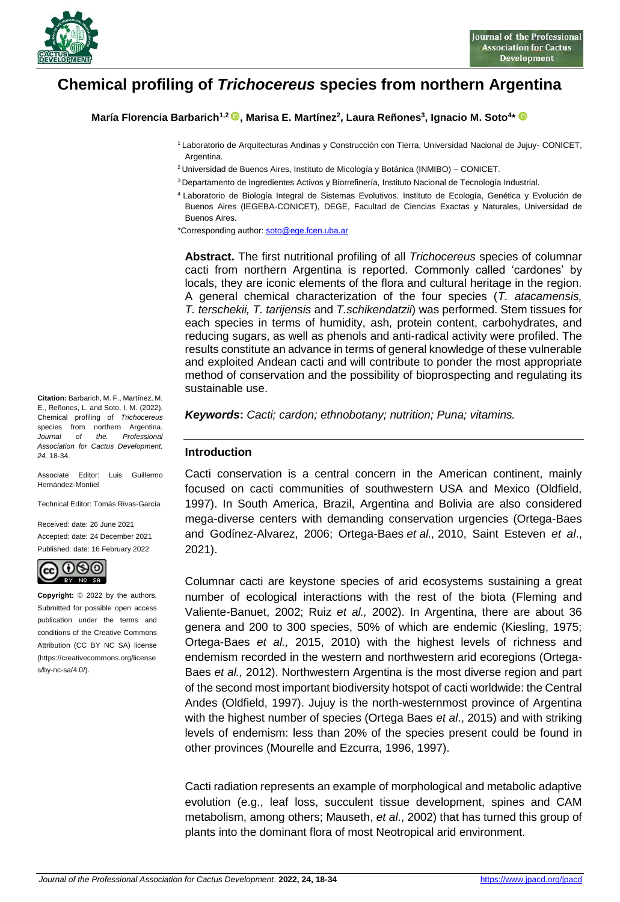# Chemical profiling of *Trichocereus* species from northern Argentina

**María Florencia Barbarich[1,2], Marisa E. Martínez[2], Laura Reñones[3], Ignacio M. Soto[4]***

[1] Laboratorio de Arquitecturas Andinas y Construcción con Tierra, Universidad Nacional de Jujuy- CONICET, Argentina.

[2] Universidad de Buenos Aires, Instituto de Micología y Botánica (INMIBO) – CONICET.

[3] Departamento de Ingredientes Activos y Biorrefinería, Instituto Nacional de Tecnología Industrial.

[4] Laboratorio de Biología Integral de Sistemas Evolutivos. Instituto de Ecología, Genética y Evolución de Buenos Aires (IEGEBA-CONICET), DEGE, Facultad de Ciencias Exactas y Naturales, Universidad de Buenos Aires.

*Corresponding author: soto@ege.fcen.uba.ar

**Abstract.** The first nutritional profiling of all *Trichocereus* species of columnar cacti from northern Argentina is reported. Commonly called 'cardones' by locals, they are iconic elements of the flora and cultural heritage in the region. A general chemical characterization of the four species (*T. atacamensis, T. terscheckii, T. tarijensis* and *T.schikendatzii*) was performed. Stem tissues for each species in terms of humidity, ash, protein content, carbohydrates, and reducing sugars, as well as phenols and anti-radical activity were profiled. The results constitute an advance in terms of general knowledge of these vulnerable and exploited Andean cacti and will contribute to ponder the most appropriate method of conservation and the possibility of bioprospecting and regulating its sustainable use.

***Keywords*: *Cacti; cardon; ethnobotany; nutrition; Puna; vitamins.***

**Citation:** Barbarich, M. F., Martínez, M. E., Reñones, L. and Soto, I. M. (2022). Chemical profiling of *Trichocereus* species from northern Argentina. *Journal of the Professional Association for Cactus Development. 24,* 18-34.

Associate Editor: Luis Guillermo Hernández-Montiel

Technical Editor: Tomás Rivas-García

Received: date: 26 June 2021
Accepted: date: 24 December 2021
Published: date: 16 February 2022

**Copyright:** © 2022 by the authors. Submitted for possible open access publication under the terms and conditions of the Creative Commons Attribution (CC BY NC SA) license (https://creativecommons.org/licenses/by-nc-sa/4.0/).

## Introduction

Cacti conservation is a central concern in the American continent, mainly focused on cacti communities of southwestern USA and Mexico (Oldfield, 1997). In South America, Brazil, Argentina and Bolivia are also considered mega-diverse centers with demanding conservation urgencies (Ortega-Baes and Godínez-Alvarez, 2006; Ortega-Baes *et al.,* 2010, Saint Esteven *et al*., 2021).

Columnar cacti are keystone species of arid ecosystems sustaining a great number of ecological interactions with the rest of the biota (Fleming and Valiente-Banuet, 2002; Ruiz *et al.,* 2002). In Argentina, there are about 36 genera and 200 to 300 species, 50% of which are endemic (Kiesling, 1975; Ortega-Baes *et al.,* 2015, 2010) with the highest levels of richness and endemism recorded in the western and northwestern arid ecoregions (Ortega-Baes *et al.,* 2012). Northwestern Argentina is the most diverse region and part of the second most important biodiversity hotspot of cacti worldwide: the Central Andes (Oldfield, 1997). Jujuy is the north-westernmost province of Argentina with the highest number of species (Ortega Baes *et al*., 2015) and with striking levels of endemism: less than 20% of the species present could be found in other provinces (Mourelle and Ezcurra, 1996, 1997).

Cacti radiation represents an example of morphological and metabolic adaptive evolution (e.g., leaf loss, succulent tissue development, spines and CAM metabolism, among others; Mauseth, *et al*., 2002) that has turned this group of plants into the dominant flora of most Neotropical arid environment.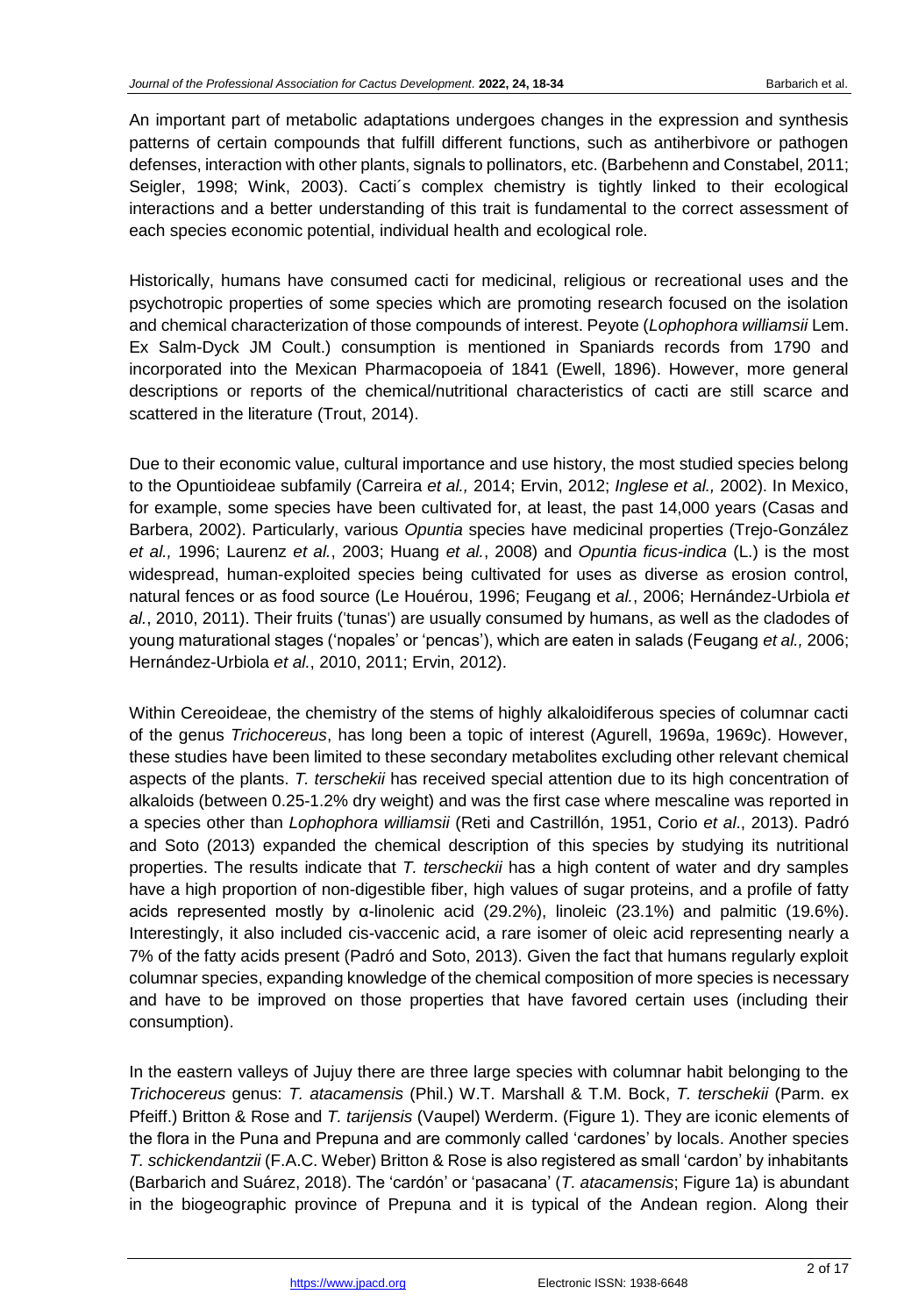An important part of metabolic adaptations undergoes changes in the expression and synthesis patterns of certain compounds that fulfill different functions, such as antiherbivore or pathogen defenses, interaction with other plants, signals to pollinators, etc. (Barbehenn and Constabel, 2011; Seigler, 1998; Wink, 2003). Cacti´s complex chemistry is tightly linked to their ecological interactions and a better understanding of this trait is fundamental to the correct assessment of each species economic potential, individual health and ecological role.

Historically, humans have consumed cacti for medicinal, religious or recreational uses and the psychotropic properties of some species which are promoting research focused on the isolation and chemical characterization of those compounds of interest. Peyote (*Lophophora williamsii* Lem. Ex Salm-Dyck JM Coult.) consumption is mentioned in Spaniards records from 1790 and incorporated into the Mexican Pharmacopoeia of 1841 (Ewell, 1896). However, more general descriptions or reports of the chemical/nutritional characteristics of cacti are still scarce and scattered in the literature (Trout, 2014).

Due to their economic value, cultural importance and use history, the most studied species belong to the Opuntioideae subfamily (Carreira *et al.,* 2014; Ervin, 2012; *Inglese et al.,* 2002). In Mexico, for example, some species have been cultivated for, at least, the past 14,000 years (Casas and Barbera, 2002). Particularly, various *Opuntia* species have medicinal properties (Trejo-González *et al.,* 1996; Laurenz *et al.*, 2003; Huang *et al.*, 2008) and *Opuntia ficus-indica* (L.) is the most widespread, human-exploited species being cultivated for uses as diverse as erosion control, natural fences or as food source (Le Houérou, 1996; Feugang et *al.*, 2006; Hernández-Urbiola *et al.*, 2010, 2011). Their fruits ('tunas') are usually consumed by humans, as well as the cladodes of young maturational stages ('nopales' or 'pencas'), which are eaten in salads (Feugang *et al.,* 2006; Hernández-Urbiola *et al.*, 2010, 2011; Ervin, 2012).

Within Cereoideae, the chemistry of the stems of highly alkaloidiferous species of columnar cacti of the genus *Trichocereus*, has long been a topic of interest (Agurell, 1969a, 1969c). However, these studies have been limited to these secondary metabolites excluding other relevant chemical aspects of the plants. *T. terschekii* has received special attention due to its high concentration of alkaloids (between 0.25-1.2% dry weight) and was the first case where mescaline was reported in a species other than *Lophophora williamsii* (Reti and Castrillón, 1951, Corio *et al*., 2013). Padró and Soto (2013) expanded the chemical description of this species by studying its nutritional properties. The results indicate that *T. terscheckii* has a high content of water and dry samples have a high proportion of non-digestible fiber, high values of sugar proteins, and a profile of fatty acids represented mostly by α-linolenic acid (29.2%), linoleic (23.1%) and palmitic (19.6%). Interestingly, it also included cis-vaccenic acid, a rare isomer of oleic acid representing nearly a 7% of the fatty acids present (Padró and Soto, 2013). Given the fact that humans regularly exploit columnar species, expanding knowledge of the chemical composition of more species is necessary and have to be improved on those properties that have favored certain uses (including their consumption).

In the eastern valleys of Jujuy there are three large species with columnar habit belonging to the *Trichocereus* genus: *T. atacamensis* (Phil.) W.T. Marshall & T.M. Bock, *T. terschekii* (Parm. ex Pfeiff.) Britton & Rose and *T. tarijensis* (Vaupel) Werderm. (Figure 1). They are iconic elements of the flora in the Puna and Prepuna and are commonly called 'cardones' by locals. Another species *T. schickendantzii* (F.A.C. Weber) Britton & Rose is also registered as small 'cardon' by inhabitants (Barbarich and Suárez, 2018). The 'cardón' or 'pasacana' (*T. atacamensis*; Figure 1a) is abundant in the biogeographic province of Prepuna and it is typical of the Andean region. Along their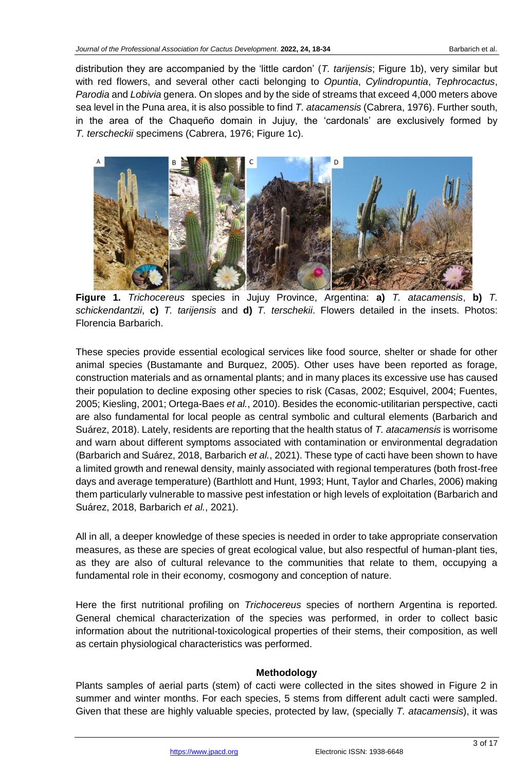distribution they are accompanied by the 'little cardon' (*T. tarijensis*; Figure 1b), very similar but with red flowers, and several other cacti belonging to *Opuntia*, *Cylindropuntia*, *Tephrocactus*, *Parodia* and *Lobivia* genera. On slopes and by the side of streams that exceed 4,000 meters above sea level in the Puna area, it is also possible to find *T. atacamensis* (Cabrera, 1976). Further south, in the area of the Chaqueño domain in Jujuy, the 'cardonals' are exclusively formed by *T. terscheckii* specimens (Cabrera, 1976; Figure 1c).

**Figure 1.** *Trichocereus* species in Jujuy Province, Argentina: **a)** *T. atacamensis*, **b)** *T. schickendantzii*, **c)** *T. tarijensis* and **d)** *T. terschekii*. Flowers detailed in the insets. Photos: Florencia Barbarich.

These species provide essential ecological services like food source, shelter or shade for other animal species (Bustamante and Burquez, 2005). Other uses have been reported as forage, construction materials and as ornamental plants; and in many places its excessive use has caused their population to decline exposing other species to risk (Casas, 2002; Esquivel, 2004; Fuentes, 2005; Kiesling, 2001; Ortega-Baes *et al.*, 2010). Besides the economic-utilitarian perspective, cacti are also fundamental for local people as central symbolic and cultural elements (Barbarich and Suárez, 2018). Lately, residents are reporting that the health status of *T. atacamensis* is worrisome and warn about different symptoms associated with contamination or environmental degradation (Barbarich and Suárez, 2018, Barbarich *et al.*, 2021). These type of cacti have been shown to have a limited growth and renewal density, mainly associated with regional temperatures (both frost-free days and average temperature) (Barthlott and Hunt, 1993; Hunt, Taylor and Charles, 2006) making them particularly vulnerable to massive pest infestation or high levels of exploitation (Barbarich and Suárez, 2018, Barbarich *et al.*, 2021).

All in all, a deeper knowledge of these species is needed in order to take appropriate conservation measures, as these are species of great ecological value, but also respectful of human-plant ties, as they are also of cultural relevance to the communities that relate to them, occupying a fundamental role in their economy, cosmogony and conception of nature.

Here the first nutritional profiling on *Trichocereus* species of northern Argentina is reported. General chemical characterization of the species was performed, in order to collect basic information about the nutritional-toxicological properties of their stems, their composition, as well as certain physiological characteristics was performed.

## Methodology

Plants samples of aerial parts (stem) of cacti were collected in the sites showed in Figure 2 in summer and winter months. For each species, 5 stems from different adult cacti were sampled. Given that these are highly valuable species, protected by law, (specially *T. atacamensis*), it was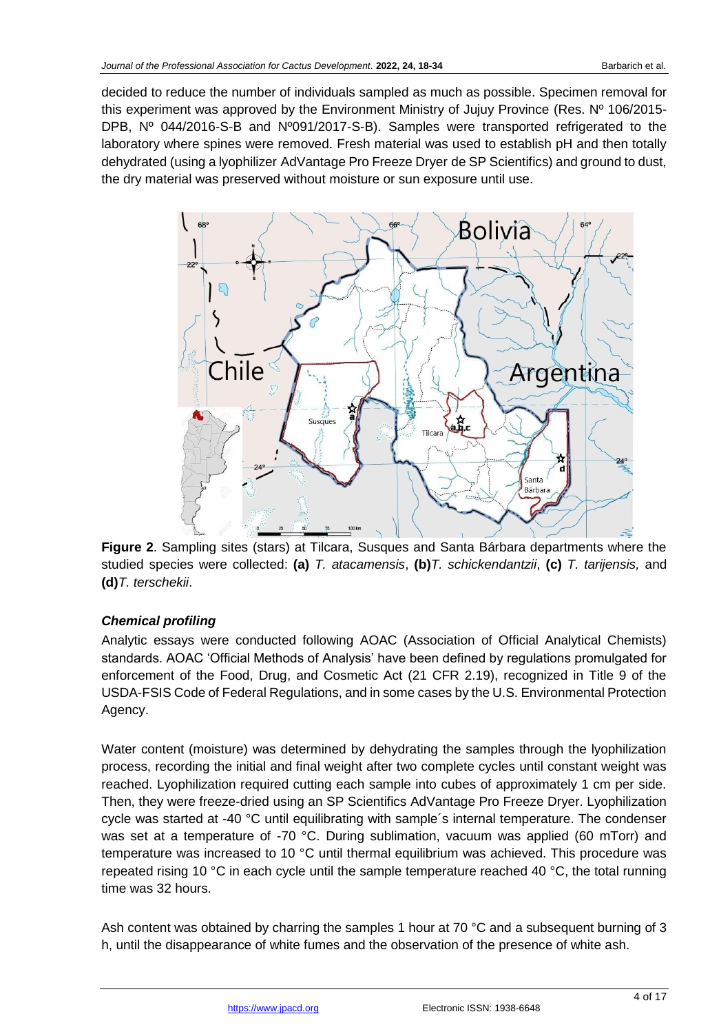decided to reduce the number of individuals sampled as much as possible. Specimen removal for this experiment was approved by the Environment Ministry of Jujuy Province (Res. Nº 106/2015-DPB, Nº 044/2016-S-B and Nº091/2017-S-B). Samples were transported refrigerated to the laboratory where spines were removed. Fresh material was used to establish pH and then totally dehydrated (using a lyophilizer AdVantage Pro Freeze Dryer de SP Scientifics) and ground to dust, the dry material was preserved without moisture or sun exposure until use.

68º
66º
64º
22º
22º
24º
24º
Bolivia
Chile
Argentina
Susques
Tilcara
Santa Bárbara
a
a,b,c
d
0 25 50 75 100 km

**Figure 2**. Sampling sites (stars) at Tilcara, Susques and Santa Bárbara departments where the studied species were collected: **(a)** *T. atacamensis*, **(b)***T. schickendantzii*, **(c)** *T. tarijensis,* and **(d)***T. terschekii*.

### *Chemical profiling*

Analytic essays were conducted following AOAC (Association of Official Analytical Chemists) standards. AOAC 'Official Methods of Analysis' have been defined by regulations promulgated for enforcement of the Food, Drug, and Cosmetic Act (21 CFR 2.19), recognized in Title 9 of the USDA-FSIS Code of Federal Regulations, and in some cases by the U.S. Environmental Protection Agency.

Water content (moisture) was determined by dehydrating the samples through the lyophilization process, recording the initial and final weight after two complete cycles until constant weight was reached. Lyophilization required cutting each sample into cubes of approximately 1 cm per side. Then, they were freeze-dried using an SP Scientifics AdVantage Pro Freeze Dryer. Lyophilization cycle was started at -40 °C until equilibrating with sample´s internal temperature. The condenser was set at a temperature of -70 °C. During sublimation, vacuum was applied (60 mTorr) and temperature was increased to 10 °C until thermal equilibrium was achieved. This procedure was repeated rising 10 °C in each cycle until the sample temperature reached 40 °C, the total running time was 32 hours.

Ash content was obtained by charring the samples 1 hour at 70 °C and a subsequent burning of 3 h, until the disappearance of white fumes and the observation of the presence of white ash.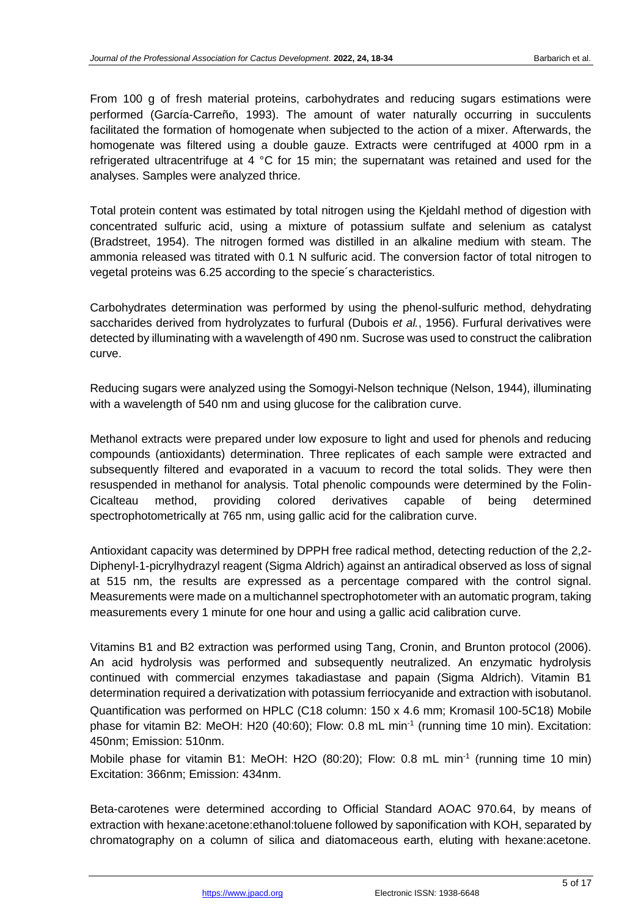From 100 g of fresh material proteins, carbohydrates and reducing sugars estimations were performed (García-Carreño, 1993). The amount of water naturally occurring in succulents facilitated the formation of homogenate when subjected to the action of a mixer. Afterwards, the homogenate was filtered using a double gauze. Extracts were centrifuged at 4000 rpm in a refrigerated ultracentrifuge at 4 °C for 15 min; the supernatant was retained and used for the analyses. Samples were analyzed thrice.

Total protein content was estimated by total nitrogen using the Kjeldahl method of digestion with concentrated sulfuric acid, using a mixture of potassium sulfate and selenium as catalyst (Bradstreet, 1954). The nitrogen formed was distilled in an alkaline medium with steam. The ammonia released was titrated with 0.1 N sulfuric acid. The conversion factor of total nitrogen to vegetal proteins was 6.25 according to the specie´s characteristics.

Carbohydrates determination was performed by using the phenol-sulfuric method, dehydrating saccharides derived from hydrolyzates to furfural (Dubois *et al.*, 1956). Furfural derivatives were detected by illuminating with a wavelength of 490 nm. Sucrose was used to construct the calibration curve.

Reducing sugars were analyzed using the Somogyi-Nelson technique (Nelson, 1944), illuminating with a wavelength of 540 nm and using glucose for the calibration curve.

Methanol extracts were prepared under low exposure to light and used for phenols and reducing compounds (antioxidants) determination. Three replicates of each sample were extracted and subsequently filtered and evaporated in a vacuum to record the total solids. They were then resuspended in methanol for analysis. Total phenolic compounds were determined by the Folin-Cicalteau method, providing colored derivatives capable of being determined spectrophotometrically at 765 nm, using gallic acid for the calibration curve.

Antioxidant capacity was determined by DPPH free radical method, detecting reduction of the 2,2-Diphenyl-1-picrylhydrazyl reagent (Sigma Aldrich) against an antiradical observed as loss of signal at 515 nm, the results are expressed as a percentage compared with the control signal. Measurements were made on a multichannel spectrophotometer with an automatic program, taking measurements every 1 minute for one hour and using a gallic acid calibration curve.

Vitamins B1 and B2 extraction was performed using Tang, Cronin, and Brunton protocol (2006). An acid hydrolysis was performed and subsequently neutralized. An enzymatic hydrolysis continued with commercial enzymes takadiastase and papain (Sigma Aldrich). Vitamin B1 determination required a derivatization with potassium ferriocyanide and extraction with isobutanol. Quantification was performed on HPLC (C18 column: 150 x 4.6 mm; Kromasil 100-5C18) Mobile phase for vitamin B2: MeOH: H20 (40:60); Flow: 0.8 mL min$^{-1}$ (running time 10 min). Excitation: 450nm; Emission: 510nm.

Mobile phase for vitamin B1: MeOH: H2O (80:20); Flow: 0.8 mL min$^{-1}$ (running time 10 min) Excitation: 366nm; Emission: 434nm.

Beta-carotenes were determined according to Official Standard AOAC 970.64, by means of extraction with hexane:acetone:ethanol:toluene followed by saponification with KOH, separated by chromatography on a column of silica and diatomaceous earth, eluting with hexane:acetone.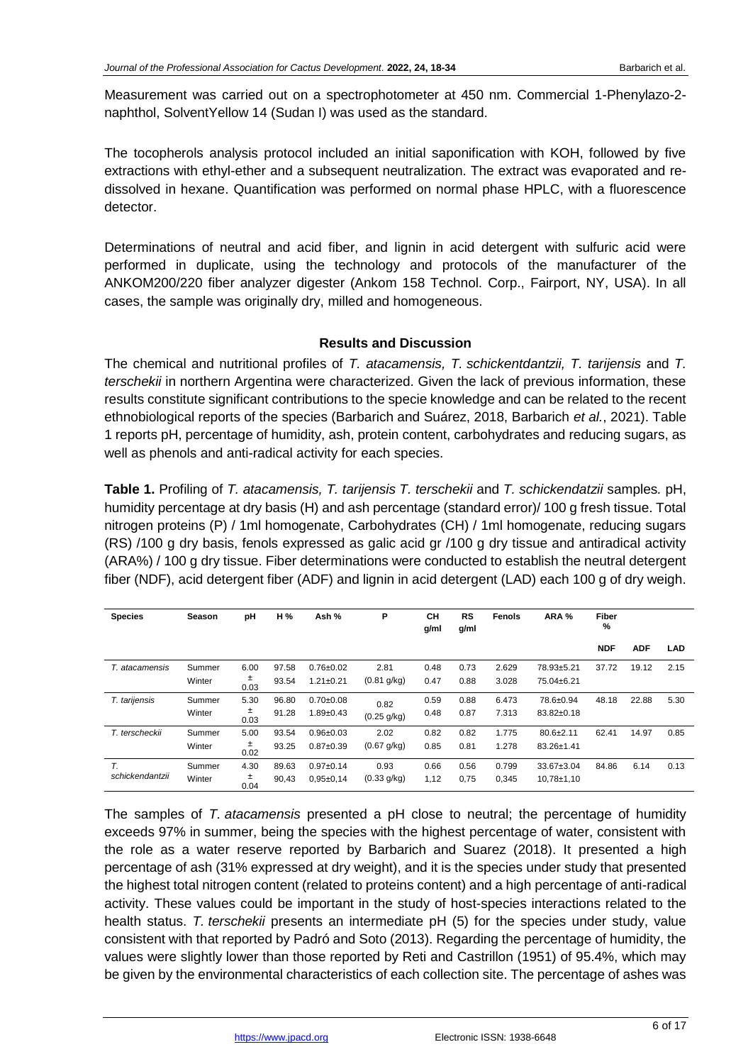Measurement was carried out on a spectrophotometer at 450 nm. Commercial 1-Phenylazo-2-naphthol, SolventYellow 14 (Sudan I) was used as the standard.

The tocopherols analysis protocol included an initial saponification with KOH, followed by five extractions with ethyl-ether and a subsequent neutralization. The extract was evaporated and re-dissolved in hexane. Quantification was performed on normal phase HPLC, with a fluorescence detector.

Determinations of neutral and acid fiber, and lignin in acid detergent with sulfuric acid were performed in duplicate, using the technology and protocols of the manufacturer of the ANKOM200/220 fiber analyzer digester (Ankom 158 Technol. Corp., Fairport, NY, USA). In all cases, the sample was originally dry, milled and homogeneous.

## Results and Discussion

The chemical and nutritional profiles of *T. atacamensis, T. schickentdantzii, T. tarijensis* and *T. terschekii* in northern Argentina were characterized. Given the lack of previous information, these results constitute significant contributions to the specie knowledge and can be related to the recent ethnobiological reports of the species (Barbarich and Suárez, 2018, Barbarich *et al.*, 2021). Table 1 reports pH, percentage of humidity, ash, protein content, carbohydrates and reducing sugars, as well as phenols and anti-radical activity for each species.

**Table 1.** Profiling of *T. atacamensis, T. tarijensis T. terschekii* and *T. schickendatzii* samples*.* pH, humidity percentage at dry basis (H) and ash percentage (standard error)/ 100 g fresh tissue. Total nitrogen proteins (P) / 1ml homogenate, Carbohydrates (CH) / 1ml homogenate, reducing sugars (RS) /100 g dry basis, fenols expressed as galic acid gr /100 g dry tissue and antiradical activity (ARA%) / 100 g dry tissue. Fiber determinations were conducted to establish the neutral detergent fiber (NDF), acid detergent fiber (ADF) and lignin in acid detergent (LAD) each 100 g of dry weigh.

| Species | Season | pH | H % | Ash % | P | CH g/ml | RS g/ml | Fenols | ARA % | Fiber % NDF | ADF | LAD |
|---|---|---|---|---|---|---|---|---|---|---|---|---|
| *T. atacamensis* | Summer | 6.00 ± 0.03 | 97.58 | 0.76±0.02 | 2.81 (0.81 g/kg) | 0.48 | 0.73 | 2.629 | 78.93±5.21 | 37.72 | 19.12 | 2.15 |
| | Winter | | 93.54 | 1.21±0.21 | | 0.47 | 0.88 | 3.028 | 75.04±6.21 | | | |
| *T. tarijensis* | Summer | 5.30 ± 0.03 | 96.80 | 0.70±0.08 | 0.82 (0.25 g/kg) | 0.59 | 0.88 | 6.473 | 78.6±0.94 | 48.18 | 22.88 | 5.30 |
| | Winter | | 91.28 | 1.89±0.43 | | 0.48 | 0.87 | 7.313 | 83.82±0.18 | | | |
| *T. terscheckii* | Summer | 5.00 ± 0.02 | 93.54 | 0.96±0.03 | 2.02 (0.67 g/kg) | 0.82 | 0.82 | 1.775 | 80.6±2.11 | 62.41 | 14.97 | 0.85 |
| | Winter | | 93.25 | 0.87±0.39 | | 0.85 | 0.81 | 1.278 | 83.26±1.41 | | | |
| *T. schickendantzii* | Summer | 4.30 ± 0.04 | 89.63 | 0.97±0.14 | 0.93 (0.33 g/kg) | 0.66 | 0.56 | 0.799 | 33.67±3.04 | 84.86 | 6.14 | 0.13 |
| | Winter | | 90,43 | 0,95±0,14 | | 1,12 | 0,75 | 0,345 | 10,78±1,10 | | | |

The samples of *T. atacamensis* presented a pH close to neutral; the percentage of humidity exceeds 97% in summer, being the species with the highest percentage of water, consistent with the role as a water reserve reported by Barbarich and Suarez (2018). It presented a high percentage of ash (31% expressed at dry weight), and it is the species under study that presented the highest total nitrogen content (related to proteins content) and a high percentage of anti-radical activity. These values could be important in the study of host-species interactions related to the health status. *T. terschekii* presents an intermediate pH (5) for the species under study, value consistent with that reported by Padró and Soto (2013). Regarding the percentage of humidity, the values were slightly lower than those reported by Reti and Castrillon (1951) of 95.4%, which may be given by the environmental characteristics of each collection site. The percentage of ashes was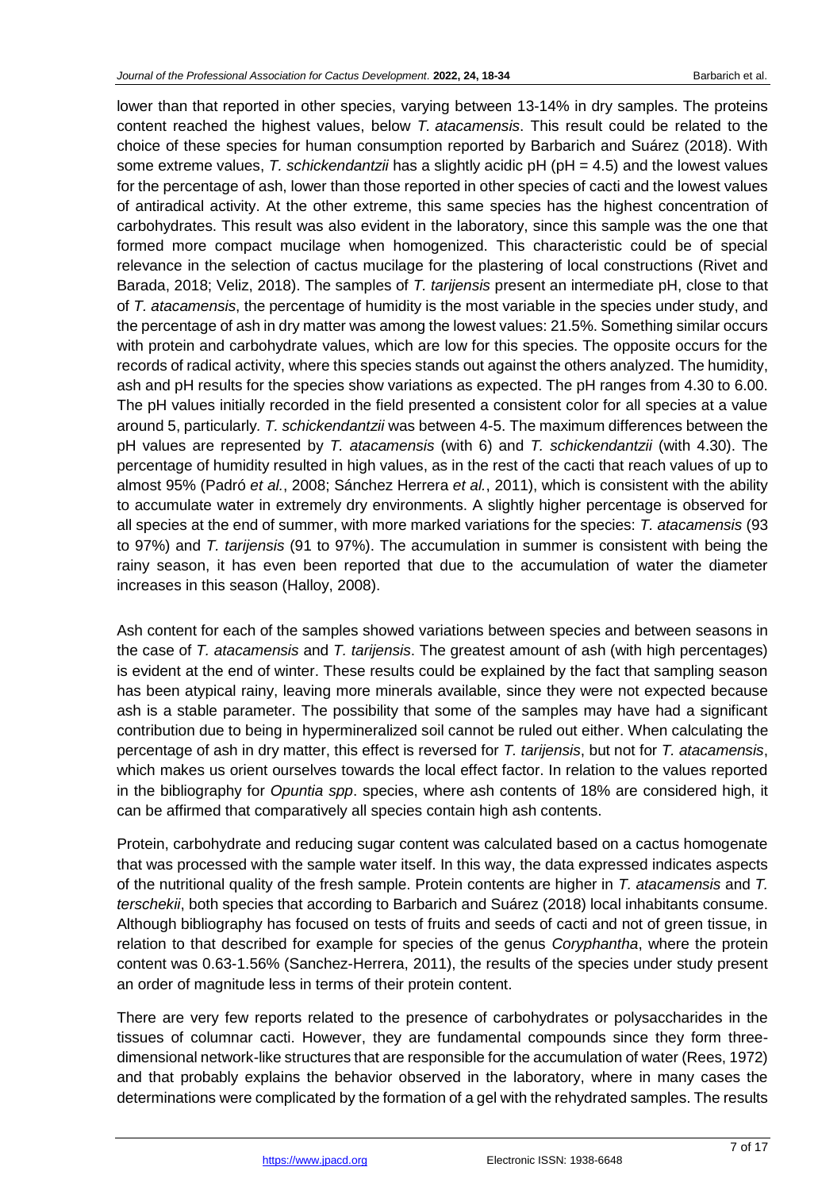lower than that reported in other species, varying between 13-14% in dry samples. The proteins content reached the highest values, below *T. atacamensis*. This result could be related to the choice of these species for human consumption reported by Barbarich and Suárez (2018). With some extreme values, *T. schickendantzii* has a slightly acidic pH (pH = 4.5) and the lowest values for the percentage of ash, lower than those reported in other species of cacti and the lowest values of antiradical activity. At the other extreme, this same species has the highest concentration of carbohydrates. This result was also evident in the laboratory, since this sample was the one that formed more compact mucilage when homogenized. This characteristic could be of special relevance in the selection of cactus mucilage for the plastering of local constructions (Rivet and Barada, 2018; Veliz, 2018). The samples of *T. tarijensis* present an intermediate pH, close to that of *T. atacamensis*, the percentage of humidity is the most variable in the species under study, and the percentage of ash in dry matter was among the lowest values: 21.5%. Something similar occurs with protein and carbohydrate values, which are low for this species. The opposite occurs for the records of radical activity, where this species stands out against the others analyzed. The humidity, ash and pH results for the species show variations as expected. The pH ranges from 4.30 to 6.00. The pH values initially recorded in the field presented a consistent color for all species at a value around 5, particularly. *T. schickendantzii* was between 4-5. The maximum differences between the pH values are represented by *T. atacamensis* (with 6) and *T. schickendantzii* (with 4.30). The percentage of humidity resulted in high values, as in the rest of the cacti that reach values of up to almost 95% (Padró *et al.*, 2008; Sánchez Herrera *et al.*, 2011), which is consistent with the ability to accumulate water in extremely dry environments. A slightly higher percentage is observed for all species at the end of summer, with more marked variations for the species: *T. atacamensis* (93 to 97%) and *T. tarijensis* (91 to 97%). The accumulation in summer is consistent with being the rainy season, it has even been reported that due to the accumulation of water the diameter increases in this season (Halloy, 2008).

Ash content for each of the samples showed variations between species and between seasons in the case of *T. atacamensis* and *T. tarijensis*. The greatest amount of ash (with high percentages) is evident at the end of winter. These results could be explained by the fact that sampling season has been atypical rainy, leaving more minerals available, since they were not expected because ash is a stable parameter. The possibility that some of the samples may have had a significant contribution due to being in hypermineralized soil cannot be ruled out either. When calculating the percentage of ash in dry matter, this effect is reversed for *T. tarijensis*, but not for *T. atacamensis*, which makes us orient ourselves towards the local effect factor. In relation to the values reported in the bibliography for *Opuntia spp*. species, where ash contents of 18% are considered high, it can be affirmed that comparatively all species contain high ash contents.

Protein, carbohydrate and reducing sugar content was calculated based on a cactus homogenate that was processed with the sample water itself. In this way, the data expressed indicates aspects of the nutritional quality of the fresh sample. Protein contents are higher in *T. atacamensis* and *T. terschekii*, both species that according to Barbarich and Suárez (2018) local inhabitants consume. Although bibliography has focused on tests of fruits and seeds of cacti and not of green tissue, in relation to that described for example for species of the genus *Coryphantha*, where the protein content was 0.63-1.56% (Sanchez-Herrera, 2011), the results of the species under study present an order of magnitude less in terms of their protein content.

There are very few reports related to the presence of carbohydrates or polysaccharides in the tissues of columnar cacti. However, they are fundamental compounds since they form three-dimensional network-like structures that are responsible for the accumulation of water (Rees, 1972) and that probably explains the behavior observed in the laboratory, where in many cases the determinations were complicated by the formation of a gel with the rehydrated samples. The results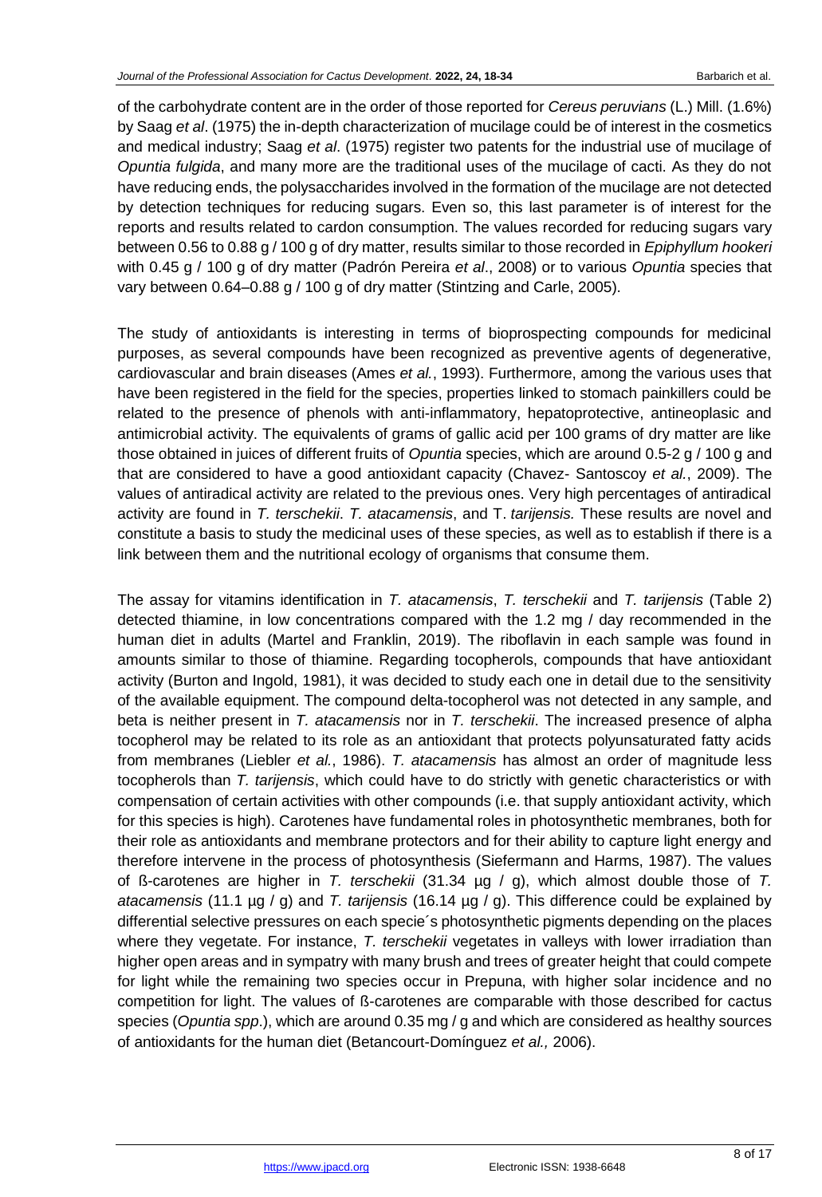of the carbohydrate content are in the order of those reported for *Cereus peruvians* (L.) Mill. (1.6%) by Saag *et al*. (1975) the in-depth characterization of mucilage could be of interest in the cosmetics and medical industry; Saag *et al*. (1975) register two patents for the industrial use of mucilage of *Opuntia fulgida*, and many more are the traditional uses of the mucilage of cacti. As they do not have reducing ends, the polysaccharides involved in the formation of the mucilage are not detected by detection techniques for reducing sugars. Even so, this last parameter is of interest for the reports and results related to cardon consumption. The values recorded for reducing sugars vary between 0.56 to 0.88 g / 100 g of dry matter, results similar to those recorded in *Epiphyllum hookeri* with 0.45 g / 100 g of dry matter (Padrón Pereira *et al*., 2008) or to various *Opuntia* species that vary between 0.64–0.88 g / 100 g of dry matter (Stintzing and Carle, 2005).

The study of antioxidants is interesting in terms of bioprospecting compounds for medicinal purposes, as several compounds have been recognized as preventive agents of degenerative, cardiovascular and brain diseases (Ames *et al.*, 1993). Furthermore, among the various uses that have been registered in the field for the species, properties linked to stomach painkillers could be related to the presence of phenols with anti-inflammatory, hepatoprotective, antineoplasic and antimicrobial activity. The equivalents of grams of gallic acid per 100 grams of dry matter are like those obtained in juices of different fruits of *Opuntia* species, which are around 0.5-2 g / 100 g and that are considered to have a good antioxidant capacity (Chavez- Santoscoy *et al.*, 2009). The values of antiradical activity are related to the previous ones. Very high percentages of antiradical activity are found in *T. terschekii*. *T. atacamensis*, and T. *tarijensis.* These results are novel and constitute a basis to study the medicinal uses of these species, as well as to establish if there is a link between them and the nutritional ecology of organisms that consume them.

The assay for vitamins identification in *T. atacamensis*, *T. terschekii* and *T. tarijensis* (Table 2) detected thiamine, in low concentrations compared with the 1.2 mg / day recommended in the human diet in adults (Martel and Franklin, 2019). The riboflavin in each sample was found in amounts similar to those of thiamine. Regarding tocopherols, compounds that have antioxidant activity (Burton and Ingold, 1981), it was decided to study each one in detail due to the sensitivity of the available equipment. The compound delta-tocopherol was not detected in any sample, and beta is neither present in *T. atacamensis* nor in *T. terschekii*. The increased presence of alpha tocopherol may be related to its role as an antioxidant that protects polyunsaturated fatty acids from membranes (Liebler *et al.*, 1986). *T. atacamensis* has almost an order of magnitude less tocopherols than *T. tarijensis*, which could have to do strictly with genetic characteristics or with compensation of certain activities with other compounds (i.e. that supply antioxidant activity, which for this species is high). Carotenes have fundamental roles in photosynthetic membranes, both for their role as antioxidants and membrane protectors and for their ability to capture light energy and therefore intervene in the process of photosynthesis (Siefermann and Harms, 1987). The values of ß-carotenes are higher in *T. terschekii* (31.34 µg / g), which almost double those of *T. atacamensis* (11.1 µg / g) and *T. tarijensis* (16.14 µg / g). This difference could be explained by differential selective pressures on each specie´s photosynthetic pigments depending on the places where they vegetate. For instance, *T. terschekii* vegetates in valleys with lower irradiation than higher open areas and in sympatry with many brush and trees of greater height that could compete for light while the remaining two species occur in Prepuna, with higher solar incidence and no competition for light. The values of ß-carotenes are comparable with those described for cactus species (*Opuntia spp*.), which are around 0.35 mg / g and which are considered as healthy sources of antioxidants for the human diet (Betancourt-Domínguez *et al.,* 2006).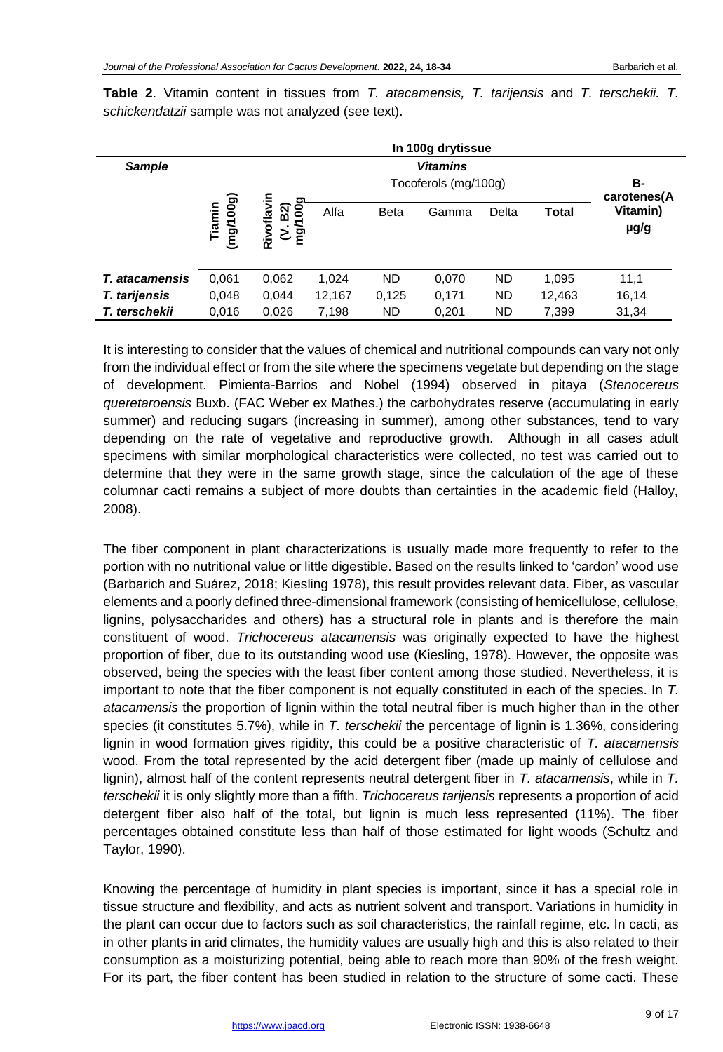**Table 2**. Vitamin content in tissues from *T. atacamensis, T. tarijensis* and *T. terschekii. T. schickendatzii* sample was not analyzed (see text).

| Sample | In 100g drytissue | | | | | | | |
|---|---|---|---|---|---|---|---|---|
| | Vitamins | | | | | | | |
| | | | Tocoferols (mg/100g) | | | | | B-carotenes(A Vitamin) µg/g |
| | Tiamin (mg/100g) | Rivoflavin (V. B2) mg/100g | Alfa | Beta | Gamma | Delta | Total | |
| *T. atacamensis* | 0,061 | 0,062 | 1,024 | ND | 0,070 | ND | 1,095 | 11,1 |
| *T. tarijensis* | 0,048 | 0,044 | 12,167 | 0,125 | 0,171 | ND | 12,463 | 16,14 |
| *T. terschekii* | 0,016 | 0,026 | 7,198 | ND | 0,201 | ND | 7,399 | 31,34 |

It is interesting to consider that the values of chemical and nutritional compounds can vary not only from the individual effect or from the site where the specimens vegetate but depending on the stage of development. Pimienta-Barrios and Nobel (1994) observed in pitaya (*Stenocereus queretaroensis* Buxb. (FAC Weber ex Mathes.) the carbohydrates reserve (accumulating in early summer) and reducing sugars (increasing in summer), among other substances, tend to vary depending on the rate of vegetative and reproductive growth. Although in all cases adult specimens with similar morphological characteristics were collected, no test was carried out to determine that they were in the same growth stage, since the calculation of the age of these columnar cacti remains a subject of more doubts than certainties in the academic field (Halloy, 2008).

The fiber component in plant characterizations is usually made more frequently to refer to the portion with no nutritional value or little digestible. Based on the results linked to 'cardon' wood use (Barbarich and Suárez, 2018; Kiesling 1978), this result provides relevant data. Fiber, as vascular elements and a poorly defined three-dimensional framework (consisting of hemicellulose, cellulose, lignins, polysaccharides and others) has a structural role in plants and is therefore the main constituent of wood. *Trichocereus atacamensis* was originally expected to have the highest proportion of fiber, due to its outstanding wood use (Kiesling, 1978). However, the opposite was observed, being the species with the least fiber content among those studied. Nevertheless, it is important to note that the fiber component is not equally constituted in each of the species. In *T. atacamensis* the proportion of lignin within the total neutral fiber is much higher than in the other species (it constitutes 5.7%), while in *T. terschekii* the percentage of lignin is 1.36%, considering lignin in wood formation gives rigidity, this could be a positive characteristic of *T. atacamensis* wood. From the total represented by the acid detergent fiber (made up mainly of cellulose and lignin), almost half of the content represents neutral detergent fiber in *T. atacamensis*, while in *T. terschekii* it is only slightly more than a fifth. *Trichocereus tarijensis* represents a proportion of acid detergent fiber also half of the total, but lignin is much less represented (11%). The fiber percentages obtained constitute less than half of those estimated for light woods (Schultz and Taylor, 1990).

Knowing the percentage of humidity in plant species is important, since it has a special role in tissue structure and flexibility, and acts as nutrient solvent and transport. Variations in humidity in the plant can occur due to factors such as soil characteristics, the rainfall regime, etc. In cacti, as in other plants in arid climates, the humidity values are usually high and this is also related to their consumption as a moisturizing potential, being able to reach more than 90% of the fresh weight. For its part, the fiber content has been studied in relation to the structure of some cacti. These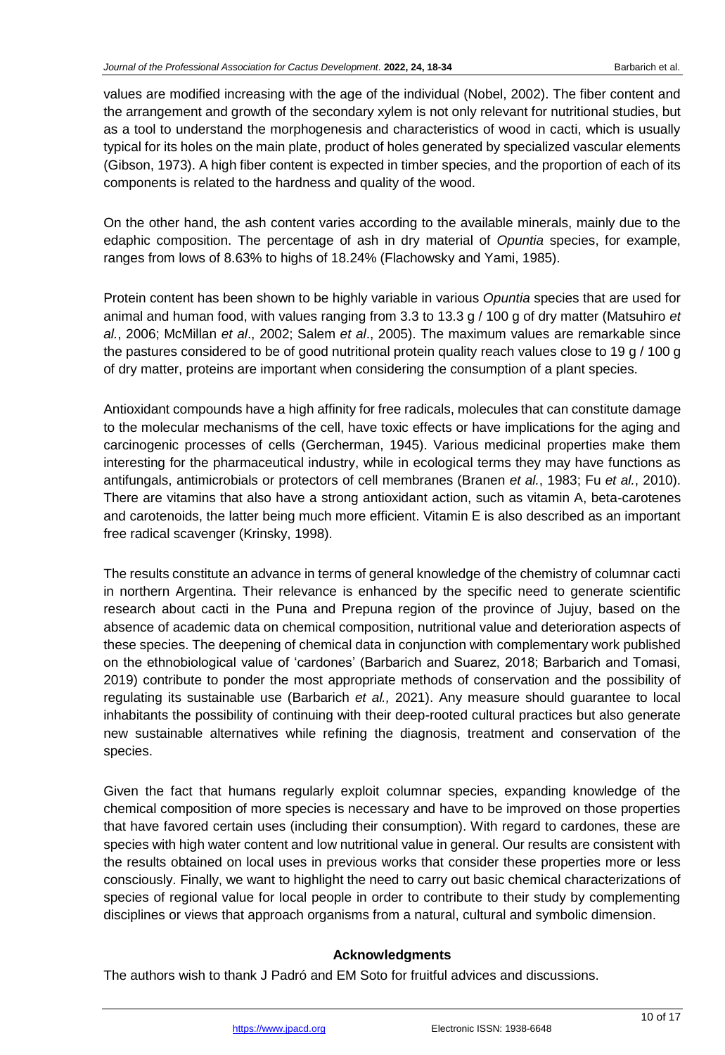values are modified increasing with the age of the individual (Nobel, 2002). The fiber content and the arrangement and growth of the secondary xylem is not only relevant for nutritional studies, but as a tool to understand the morphogenesis and characteristics of wood in cacti, which is usually typical for its holes on the main plate, product of holes generated by specialized vascular elements (Gibson, 1973). A high fiber content is expected in timber species, and the proportion of each of its components is related to the hardness and quality of the wood.

On the other hand, the ash content varies according to the available minerals, mainly due to the edaphic composition. The percentage of ash in dry material of *Opuntia* species, for example, ranges from lows of 8.63% to highs of 18.24% (Flachowsky and Yami, 1985).

Protein content has been shown to be highly variable in various *Opuntia* species that are used for animal and human food, with values ranging from 3.3 to 13.3 g / 100 g of dry matter (Matsuhiro *et al.*, 2006; McMillan *et al*., 2002; Salem *et al*., 2005). The maximum values are remarkable since the pastures considered to be of good nutritional protein quality reach values close to 19 g / 100 g of dry matter, proteins are important when considering the consumption of a plant species.

Antioxidant compounds have a high affinity for free radicals, molecules that can constitute damage to the molecular mechanisms of the cell, have toxic effects or have implications for the aging and carcinogenic processes of cells (Gercherman, 1945). Various medicinal properties make them interesting for the pharmaceutical industry, while in ecological terms they may have functions as antifungals, antimicrobials or protectors of cell membranes (Branen *et al.*, 1983; Fu *et al.*, 2010). There are vitamins that also have a strong antioxidant action, such as vitamin A, beta-carotenes and carotenoids, the latter being much more efficient. Vitamin E is also described as an important free radical scavenger (Krinsky, 1998).

The results constitute an advance in terms of general knowledge of the chemistry of columnar cacti in northern Argentina. Their relevance is enhanced by the specific need to generate scientific research about cacti in the Puna and Prepuna region of the province of Jujuy, based on the absence of academic data on chemical composition, nutritional value and deterioration aspects of these species. The deepening of chemical data in conjunction with complementary work published on the ethnobiological value of 'cardones' (Barbarich and Suarez, 2018; Barbarich and Tomasi, 2019) contribute to ponder the most appropriate methods of conservation and the possibility of regulating its sustainable use (Barbarich *et al.,* 2021). Any measure should guarantee to local inhabitants the possibility of continuing with their deep-rooted cultural practices but also generate new sustainable alternatives while refining the diagnosis, treatment and conservation of the species.

Given the fact that humans regularly exploit columnar species, expanding knowledge of the chemical composition of more species is necessary and have to be improved on those properties that have favored certain uses (including their consumption). With regard to cardones, these are species with high water content and low nutritional value in general. Our results are consistent with the results obtained on local uses in previous works that consider these properties more or less consciously. Finally, we want to highlight the need to carry out basic chemical characterizations of species of regional value for local people in order to contribute to their study by complementing disciplines or views that approach organisms from a natural, cultural and symbolic dimension.

## Acknowledgments

The authors wish to thank J Padró and EM Soto for fruitful advices and discussions.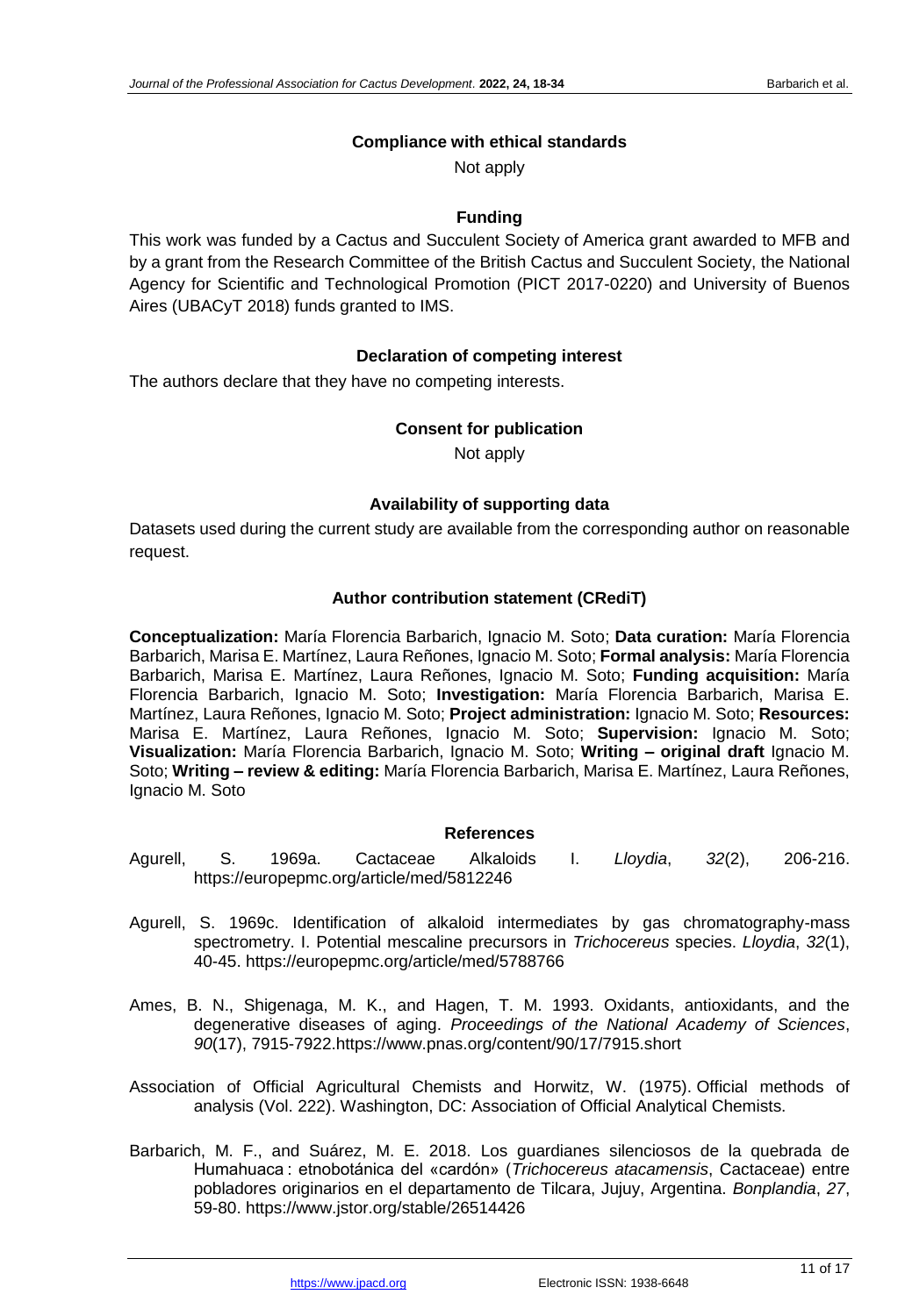### Compliance with ethical standards

Not apply

### Funding

This work was funded by a Cactus and Succulent Society of America grant awarded to MFB and by a grant from the Research Committee of the British Cactus and Succulent Society, the National Agency for Scientific and Technological Promotion (PICT 2017-0220) and University of Buenos Aires (UBACyT 2018) funds granted to IMS.

### Declaration of competing interest

The authors declare that they have no competing interests.

### Consent for publication

Not apply

### Availability of supporting data

Datasets used during the current study are available from the corresponding author on reasonable request.

### Author contribution statement (CRediT)

**Conceptualization:** María Florencia Barbarich, Ignacio M. Soto; **Data curation:** María Florencia Barbarich, Marisa E. Martínez, Laura Reñones, Ignacio M. Soto; **Formal analysis:** María Florencia Barbarich, Marisa E. Martínez, Laura Reñones, Ignacio M. Soto; **Funding acquisition:** María Florencia Barbarich, Ignacio M. Soto; **Investigation:** María Florencia Barbarich, Marisa E. Martínez, Laura Reñones, Ignacio M. Soto; **Project administration:** Ignacio M. Soto; **Resources:** Marisa E. Martínez, Laura Reñones, Ignacio M. Soto; **Supervision:** Ignacio M. Soto; **Visualization:** María Florencia Barbarich, Ignacio M. Soto; **Writing – original draft** Ignacio M. Soto; **Writing – review & editing:** María Florencia Barbarich, Marisa E. Martínez, Laura Reñones, Ignacio M. Soto

### References

Agurell, S. 1969a. Cactaceae Alkaloids I. *Lloydia*, *32*(2), 206-216. https://europepmc.org/article/med/5812246

Agurell, S. 1969c. Identification of alkaloid intermediates by gas chromatography-mass spectrometry. I. Potential mescaline precursors in *Trichocereus* species. *Lloydia*, *32*(1), 40-45. https://europepmc.org/article/med/5788766

Ames, B. N., Shigenaga, M. K., and Hagen, T. M. 1993. Oxidants, antioxidants, and the degenerative diseases of aging. *Proceedings of the National Academy of Sciences*, *90*(17), 7915-7922.https://www.pnas.org/content/90/17/7915.short

Association of Official Agricultural Chemists and Horwitz, W. (1975). Official methods of analysis (Vol. 222). Washington, DC: Association of Official Analytical Chemists.

Barbarich, M. F., and Suárez, M. E. 2018. Los guardianes silenciosos de la quebrada de Humahuaca : etnobotánica del «cardón» (*Trichocereus atacamensis*, Cactaceae) entre pobladores originarios en el departamento de Tilcara, Jujuy, Argentina. *Bonplandia*, *27*, 59-80. https://www.jstor.org/stable/26514426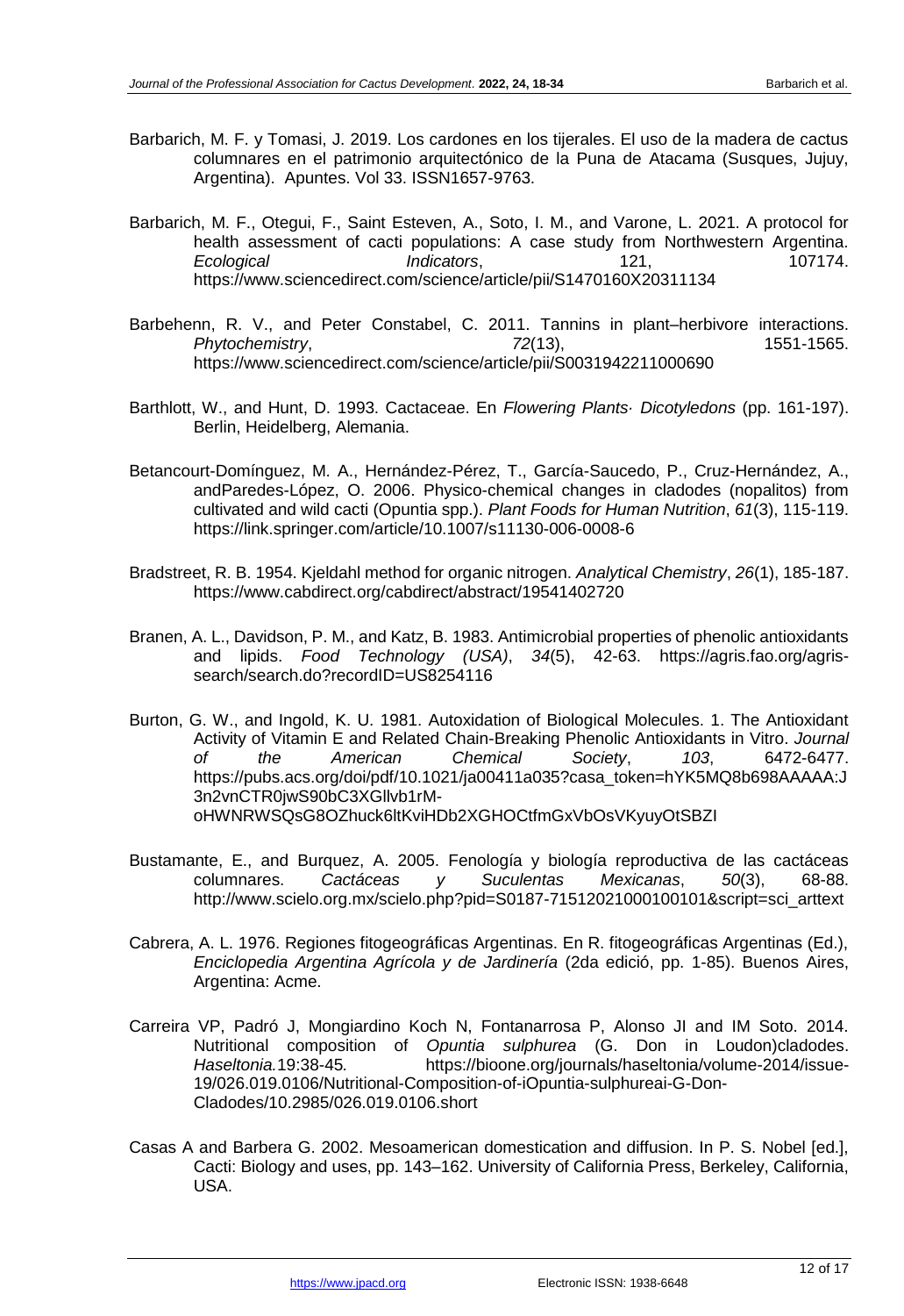Barbarich, M. F. y Tomasi, J. 2019. Los cardones en los tijerales. El uso de la madera de cactus columnares en el patrimonio arquitectónico de la Puna de Atacama (Susques, Jujuy, Argentina). Apuntes. Vol 33. ISSN1657-9763.

Barbarich, M. F., Otegui, F., Saint Esteven, A., Soto, I. M., and Varone, L. 2021. A protocol for health assessment of cacti populations: A case study from Northwestern Argentina. *Ecological Indicators*, 121, 107174. https://www.sciencedirect.com/science/article/pii/S1470160X20311134

Barbehenn, R. V., and Peter Constabel, C. 2011. Tannins in plant–herbivore interactions. *Phytochemistry*, *72*(13), 1551-1565. https://www.sciencedirect.com/science/article/pii/S0031942211000690

Barthlott, W., and Hunt, D. 1993. Cactaceae. En *Flowering Plants· Dicotyledons* (pp. 161-197). Berlin, Heidelberg, Alemania.

Betancourt-Domínguez, M. A., Hernández-Pérez, T., García-Saucedo, P., Cruz-Hernández, A., andParedes-López, O. 2006. Physico-chemical changes in cladodes (nopalitos) from cultivated and wild cacti (Opuntia spp.). *Plant Foods for Human Nutrition*, *61*(3), 115-119. https://link.springer.com/article/10.1007/s11130-006-0008-6

Bradstreet, R. B. 1954. Kjeldahl method for organic nitrogen. *Analytical Chemistry*, *26*(1), 185-187. https://www.cabdirect.org/cabdirect/abstract/19541402720

Branen, A. L., Davidson, P. M., and Katz, B. 1983. Antimicrobial properties of phenolic antioxidants and lipids. *Food Technology (USA)*, *34*(5), 42-63. https://agris.fao.org/agris-search/search.do?recordID=US8254116

Burton, G. W., and Ingold, K. U. 1981. Autoxidation of Biological Molecules. 1. The Antioxidant Activity of Vitamin E and Related Chain-Breaking Phenolic Antioxidants in Vitro. *Journal of the American Chemical Society*, *103*, 6472-6477. https://pubs.acs.org/doi/pdf/10.1021/ja00411a035?casa_token=hYK5MQ8b698AAAAA:J3n2vnCTR0jwS90bC3XGllvb1rM-oHWNRWSQsG8OZhuck6ltKviHDb2XGHOCtfmGxVbOsVKyuyOtSBZI

Bustamante, E., and Burquez, A. 2005. Fenología y biología reproductiva de las cactáceas columnares. *Cactáceas y Suculentas Mexicanas*, *50*(3), 68-88. http://www.scielo.org.mx/scielo.php?pid=S0187-71512021000100101&script=sci_arttext

Cabrera, A. L. 1976. Regiones fitogeográficas Argentinas. En R. fitogeográficas Argentinas (Ed.), *Enciclopedia Argentina Agrícola y de Jardinería* (2da edició, pp. 1-85). Buenos Aires, Argentina: Acme.

Carreira VP, Padró J, Mongiardino Koch N, Fontanarrosa P, Alonso JI and IM Soto. 2014. Nutritional composition of *Opuntia sulphurea* (G. Don in Loudon)cladodes. *Haseltonia.*19:38-45. https://bioone.org/journals/haseltonia/volume-2014/issue-19/026.019.0106/Nutritional-Composition-of-iOpuntia-sulphureai-G-Don-Cladodes/10.2985/026.019.0106.short

Casas A and Barbera G. 2002. Mesoamerican domestication and diffusion. In P. S. Nobel [ed.], Cacti: Biology and uses, pp. 143–162. University of California Press, Berkeley, California, USA.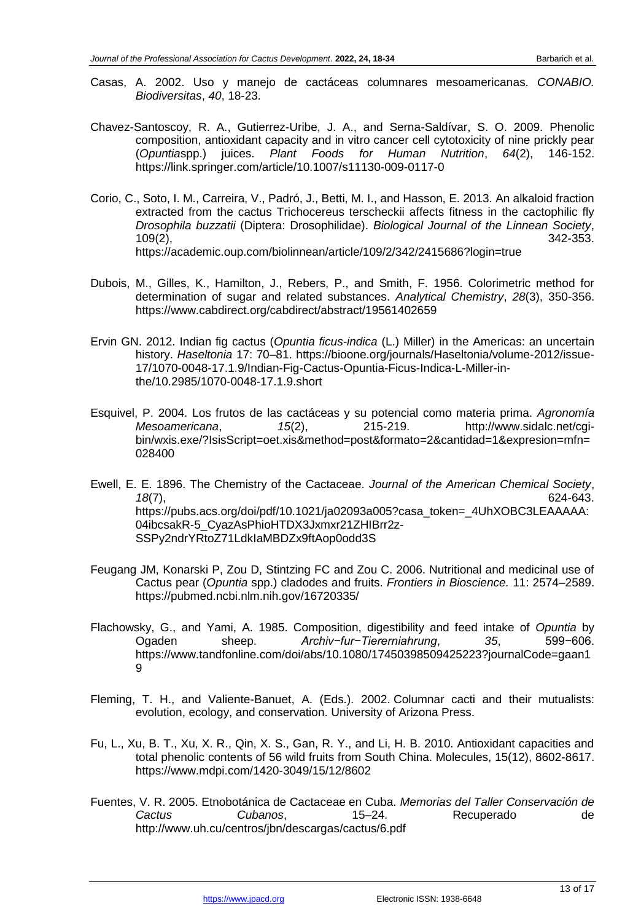Casas, A. 2002. Uso y manejo de cactáceas columnares mesoamericanas. *CONABIO. Biodiversitas*, *40*, 18-23.

Chavez-Santoscoy, R. A., Gutierrez-Uribe, J. A., and Serna-Saldívar, S. O. 2009. Phenolic composition, antioxidant capacity and in vitro cancer cell cytotoxicity of nine prickly pear (*Opuntia*spp.) juices. *Plant Foods for Human Nutrition*, *64*(2), 146-152. https://link.springer.com/article/10.1007/s11130-009-0117-0

Corio, C., Soto, I. M., Carreira, V., Padró, J., Betti, M. I., and Hasson, E. 2013. An alkaloid fraction extracted from the cactus Trichocereus terscheckii affects fitness in the cactophilic fly *Drosophila buzzatii* (Diptera: Drosophilidae). *Biological Journal of the Linnean Society*, 109(2), 342-353. https://academic.oup.com/biolinnean/article/109/2/342/2415686?login=true

Dubois, M., Gilles, K., Hamilton, J., Rebers, P., and Smith, F. 1956. Colorimetric method for determination of sugar and related substances. *Analytical Chemistry*, *28*(3), 350-356. https://www.cabdirect.org/cabdirect/abstract/19561402659

Ervin GN. 2012. Indian fig cactus (*Opuntia ficus-indica* (L.) Miller) in the Americas: an uncertain history. *Haseltonia* 17: 70–81. https://bioone.org/journals/Haseltonia/volume-2012/issue-17/1070-0048-17.1.9/Indian-Fig-Cactus-Opuntia-Ficus-Indica-L-Miller-in-the/10.2985/1070-0048-17.1.9.short

Esquivel, P. 2004. Los frutos de las cactáceas y su potencial como materia prima. *Agronomía Mesoamericana*, *15*(2), 215-219. http://www.sidalc.net/cgi-bin/wxis.exe/?IsisScript=oet.xis&method=post&formato=2&cantidad=1&expresion=mfn=028400

Ewell, E. E. 1896. The Chemistry of the Cactaceae. *Journal of the American Chemical Society*, *18*(7), 624-643. https://pubs.acs.org/doi/pdf/10.1021/ja02093a005?casa_token=_4UhXOBC3LEAAAAA:04ibcsakR-5_CyazAsPhioHTDX3Jxmxr21ZHIBrr2z-SSPy2ndrYRtoZ71LdkIaMBDZx9ftAop0odd3S

Feugang JM, Konarski P, Zou D, Stintzing FC and Zou C. 2006. Nutritional and medicinal use of Cactus pear (*Opuntia* spp.) cladodes and fruits. *Frontiers in Bioscience.* 11: 2574–2589. https://pubmed.ncbi.nlm.nih.gov/16720335/

Flachowsky, G., and Yami, A. 1985. Composition, digestibility and feed intake of *Opuntia* by Ogaden sheep. *Archiv−fur−Tierernihahrung*, *35*, 599−606. https://www.tandfonline.com/doi/abs/10.1080/17450398509425223?journalCode=gaan19

Fleming, T. H., and Valiente-Banuet, A. (Eds.). 2002. Columnar cacti and their mutualists: evolution, ecology, and conservation. University of Arizona Press.

Fu, L., Xu, B. T., Xu, X. R., Qin, X. S., Gan, R. Y., and Li, H. B. 2010. Antioxidant capacities and total phenolic contents of 56 wild fruits from South China. Molecules, 15(12), 8602-8617. https://www.mdpi.com/1420-3049/15/12/8602

Fuentes, V. R. 2005. Etnobotánica de Cactaceae en Cuba. *Memorias del Taller Conservación de Cactus Cubanos*, 15–24. Recuperado de http://www.uh.cu/centros/jbn/descargas/cactus/6.pdf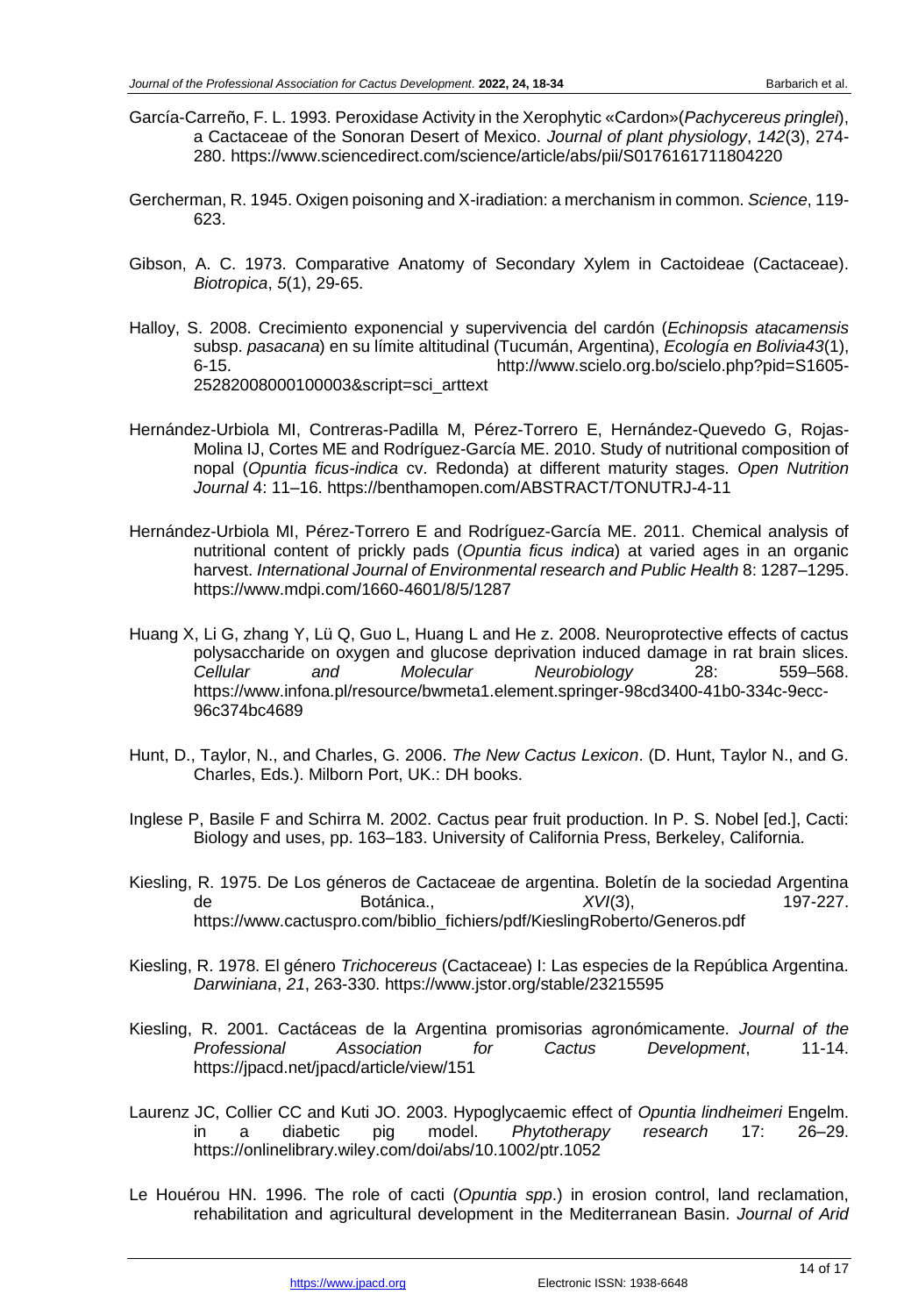García-Carreño, F. L. 1993. Peroxidase Activity in the Xerophytic «Cardon»(*Pachycereus pringlei*), a Cactaceae of the Sonoran Desert of Mexico. *Journal of plant physiology*, *142*(3), 274-280. https://www.sciencedirect.com/science/article/abs/pii/S0176161711804220

Gercherman, R. 1945. Oxigen poisoning and X-iradiation: a merchanism in common. *Science*, 119-623.

Gibson, A. C. 1973. Comparative Anatomy of Secondary Xylem in Cactoideae (Cactaceae). *Biotropica*, *5*(1), 29-65.

Halloy, S. 2008. Crecimiento exponencial y supervivencia del cardón (*Echinopsis atacamensis* subsp. *pasacana*) en su límite altitudinal (Tucumán, Argentina), *Ecología en Bolivia43*(1), 6-15. http://www.scielo.org.bo/scielo.php?pid=S1605-25282008000100003&script=sci_arttext

Hernández-Urbiola MI, Contreras-Padilla M, Pérez-Torrero E, Hernández-Quevedo G, Rojas-Molina IJ, Cortes ME and Rodríguez-García ME. 2010. Study of nutritional composition of nopal (*Opuntia ficus-indica* cv. Redonda) at different maturity stages. *Open Nutrition Journal* 4: 11–16. https://benthamopen.com/ABSTRACT/TONUTRJ-4-11

Hernández-Urbiola MI, Pérez-Torrero E and Rodríguez-García ME. 2011. Chemical analysis of nutritional content of prickly pads (*Opuntia ficus indica*) at varied ages in an organic harvest. *International Journal of Environmental research and Public Health* 8: 1287–1295. https://www.mdpi.com/1660-4601/8/5/1287

Huang X, Li G, zhang Y, Lü Q, Guo L, Huang L and He z. 2008. Neuroprotective effects of cactus polysaccharide on oxygen and glucose deprivation induced damage in rat brain slices. *Cellular and Molecular Neurobiology* 28: 559–568. https://www.infona.pl/resource/bwmeta1.element.springer-98cd3400-41b0-334c-9ecc-96c374bc4689

Hunt, D., Taylor, N., and Charles, G. 2006. *The New Cactus Lexicon*. (D. Hunt, Taylor N., and G. Charles, Eds.). Milborn Port, UK.: DH books.

Inglese P, Basile F and Schirra M. 2002. Cactus pear fruit production. In P. S. Nobel [ed.], Cacti: Biology and uses, pp. 163–183. University of California Press, Berkeley, California.

Kiesling, R. 1975. De Los géneros de Cactaceae de argentina. Boletín de la sociedad Argentina de Botánica., *XVI*(3), 197-227. https://www.cactuspro.com/biblio_fichiers/pdf/KieslingRoberto/Generos.pdf

Kiesling, R. 1978. El género *Trichocereus* (Cactaceae) I: Las especies de la República Argentina. *Darwiniana*, *21*, 263-330. https://www.jstor.org/stable/23215595

Kiesling, R. 2001. Cactáceas de la Argentina promisorias agronómicamente. *Journal of the Professional Association for Cactus Development*, 11-14. https://jpacd.net/jpacd/article/view/151

Laurenz JC, Collier CC and Kuti JO. 2003. Hypoglycaemic effect of *Opuntia lindheimeri* Engelm. in a diabetic pig model. *Phytotherapy research* 17: 26–29. https://onlinelibrary.wiley.com/doi/abs/10.1002/ptr.1052

Le Houérou HN. 1996. The role of cacti (*Opuntia spp*.) in erosion control, land reclamation, rehabilitation and agricultural development in the Mediterranean Basin. *Journal of Arid*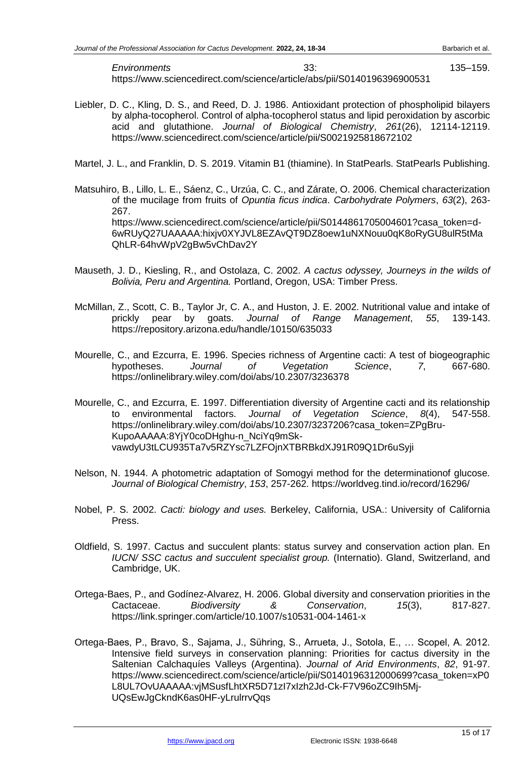*Environments* 33: 135–159. https://www.sciencedirect.com/science/article/abs/pii/S0140196396900531

Liebler, D. C., Kling, D. S., and Reed, D. J. 1986. Antioxidant protection of phospholipid bilayers by alpha-tocopherol. Control of alpha-tocopherol status and lipid peroxidation by ascorbic acid and glutathione. *Journal of Biological Chemistry*, *261*(26), 12114-12119. https://www.sciencedirect.com/science/article/pii/S0021925818672102

Martel, J. L., and Franklin, D. S. 2019. Vitamin B1 (thiamine). In StatPearls. StatPearls Publishing.

Matsuhiro, B., Lillo, L. E., Sáenz, C., Urzúa, C. C., and Zárate, O. 2006. Chemical characterization of the mucilage from fruits of *Opuntia ficus indica*. *Carbohydrate Polymers*, *63*(2), 263-267. https://www.sciencedirect.com/science/article/pii/S0144861705004601?casa_token=d-6wRUyQ27UAAAAA:hixjv0XYJVL8EZAvQT9DZ8oew1uNXNouu0qK8oRyGU8ulR5tMaQhLR-64hvWpV2gBw5vChDav2Y

Mauseth, J. D., Kiesling, R., and Ostolaza, C. 2002. *A cactus odyssey, Journeys in the wilds of Bolivia, Peru and Argentina.* Portland, Oregon, USA: Timber Press.

McMillan, Z., Scott, C. B., Taylor Jr, C. A., and Huston, J. E. 2002. Nutritional value and intake of prickly pear by goats. *Journal of Range Management*, *55*, 139-143. https://repository.arizona.edu/handle/10150/635033

Mourelle, C., and Ezcurra, E. 1996. Species richness of Argentine cacti: A test of biogeographic hypotheses. *Journal of Vegetation Science*, *7*, 667-680. https://onlinelibrary.wiley.com/doi/abs/10.2307/3236378

Mourelle, C., and Ezcurra, E. 1997. Differentiation diversity of Argentine cacti and its relationship to environmental factors. *Journal of Vegetation Science*, *8*(4), 547-558. https://onlinelibrary.wiley.com/doi/abs/10.2307/3237206?casa_token=ZPgBru-KupoAAAAA:8YjY0coDHghu-n_NciYq9mSk-vawdyU3tLCU935Ta7v5RZYsc7LZFOjnXTBRBkdXJ91R09Q1Dr6uSyji

Nelson, N. 1944. A photometric adaptation of Somogyi method for the determinationof glucose. *Journal of Biological Chemistry*, *153*, 257-262. https://worldveg.tind.io/record/16296/

Nobel, P. S. 2002. *Cacti: biology and uses.* Berkeley, California, USA.: University of California Press.

Oldfield, S. 1997. Cactus and succulent plants: status survey and conservation action plan. En *IUCN/ SSC cactus and succulent specialist group.* (Internatio). Gland, Switzerland, and Cambridge, UK.

Ortega-Baes, P., and Godínez-Alvarez, H. 2006. Global diversity and conservation priorities in the Cactaceae. *Biodiversity & Conservation*, *15*(3), 817-827. https://link.springer.com/article/10.1007/s10531-004-1461-x

Ortega-Baes, P., Bravo, S., Sajama, J., Sühring, S., Arrueta, J., Sotola, E., … Scopel, A. 2012. Intensive field surveys in conservation planning: Priorities for cactus diversity in the Saltenian Calchaquíes Valleys (Argentina). *Journal of Arid Environments*, *82*, 91-97. https://www.sciencedirect.com/science/article/pii/S0140196312000699?casa_token=xP0L8UL7OvUAAAAA:vjMSusfLhtXR5D71zI7xIzh2Jd-Ck-F7V96oZC9Ih5Mj-UQsEwJgCkndK6as0HF-yLrulrrvQqs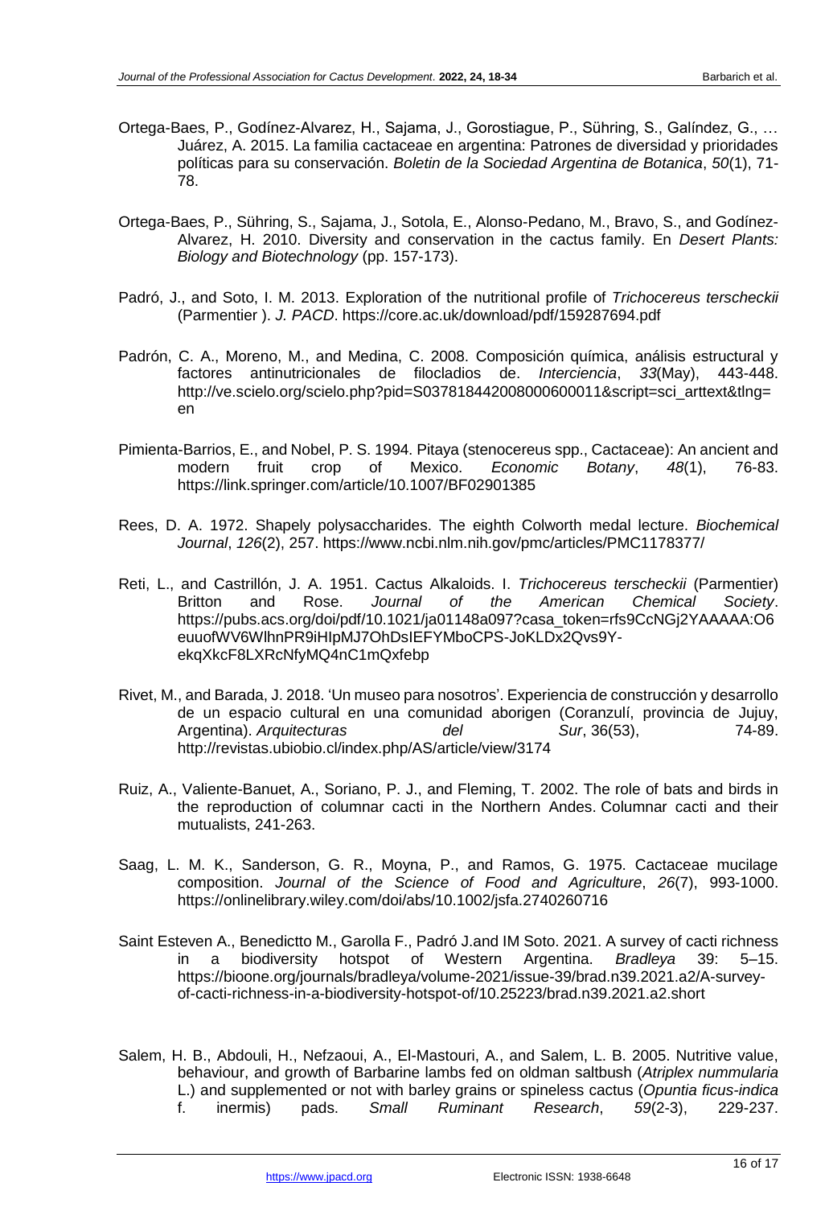Ortega-Baes, P., Godínez-Alvarez, H., Sajama, J., Gorostiague, P., Sühring, S., Galíndez, G., … Juárez, A. 2015. La familia cactaceae en argentina: Patrones de diversidad y prioridades políticas para su conservación. *Boletin de la Sociedad Argentina de Botanica*, *50*(1), 71-78.

Ortega-Baes, P., Sühring, S., Sajama, J., Sotola, E., Alonso-Pedano, M., Bravo, S., and Godínez-Alvarez, H. 2010. Diversity and conservation in the cactus family. En *Desert Plants: Biology and Biotechnology* (pp. 157-173).

Padró, J., and Soto, I. M. 2013. Exploration of the nutritional profile of *Trichocereus terscheckii* (Parmentier ). *J. PACD*. https://core.ac.uk/download/pdf/159287694.pdf

Padrón, C. A., Moreno, M., and Medina, C. 2008. Composición química, análisis estructural y factores antinutricionales de filocladios de. *Interciencia*, *33*(May), 443-448. http://ve.scielo.org/scielo.php?pid=S037818442008000600011&script=sci_arttext&tlng=en

Pimienta-Barrios, E., and Nobel, P. S. 1994. Pitaya (stenocereus spp., Cactaceae): An ancient and modern fruit crop of Mexico. *Economic Botany*, *48*(1), 76-83. https://link.springer.com/article/10.1007/BF02901385

Rees, D. A. 1972. Shapely polysaccharides. The eighth Colworth medal lecture. *Biochemical Journal*, *126*(2), 257. https://www.ncbi.nlm.nih.gov/pmc/articles/PMC1178377/

Reti, L., and Castrillón, J. A. 1951. Cactus Alkaloids. I. *Trichocereus terscheckii* (Parmentier) Britton and Rose. *Journal of the American Chemical Society*. https://pubs.acs.org/doi/pdf/10.1021/ja01148a097?casa_token=rfs9CcNGj2YAAAAA:O6euuofWV6WlhnPR9iHIpMJ7OhDsIEFYMboCPS-JoKLDx2Qvs9Y-ekqXkcF8LXRcNfyMQ4nC1mQxfebp

Rivet, M., and Barada, J. 2018. 'Un museo para nosotros'. Experiencia de construcción y desarrollo de un espacio cultural en una comunidad aborigen (Coranzulí, provincia de Jujuy, Argentina). *Arquitecturas del Sur*, 36(53), 74-89. http://revistas.ubiobio.cl/index.php/AS/article/view/3174

Ruiz, A., Valiente-Banuet, A., Soriano, P. J., and Fleming, T. 2002. The role of bats and birds in the reproduction of columnar cacti in the Northern Andes. Columnar cacti and their mutualists, 241-263.

Saag, L. M. K., Sanderson, G. R., Moyna, P., and Ramos, G. 1975. Cactaceae mucilage composition. *Journal of the Science of Food and Agriculture*, *26*(7), 993-1000. https://onlinelibrary.wiley.com/doi/abs/10.1002/jsfa.2740260716

Saint Esteven A., Benedictto M., Garolla F., Padró J.and IM Soto. 2021. A survey of cacti richness in a biodiversity hotspot of Western Argentina. *Bradleya* 39: 5–15. https://bioone.org/journals/bradleya/volume-2021/issue-39/brad.n39.2021.a2/A-survey-of-cacti-richness-in-a-biodiversity-hotspot-of/10.25223/brad.n39.2021.a2.short

Salem, H. B., Abdouli, H., Nefzaoui, A., El-Mastouri, A., and Salem, L. B. 2005. Nutritive value, behaviour, and growth of Barbarine lambs fed on oldman saltbush (*Atriplex nummularia* L.) and supplemented or not with barley grains or spineless cactus (*Opuntia ficus-indica* f. inermis) pads. *Small Ruminant Research*, *59*(2-3), 229-237.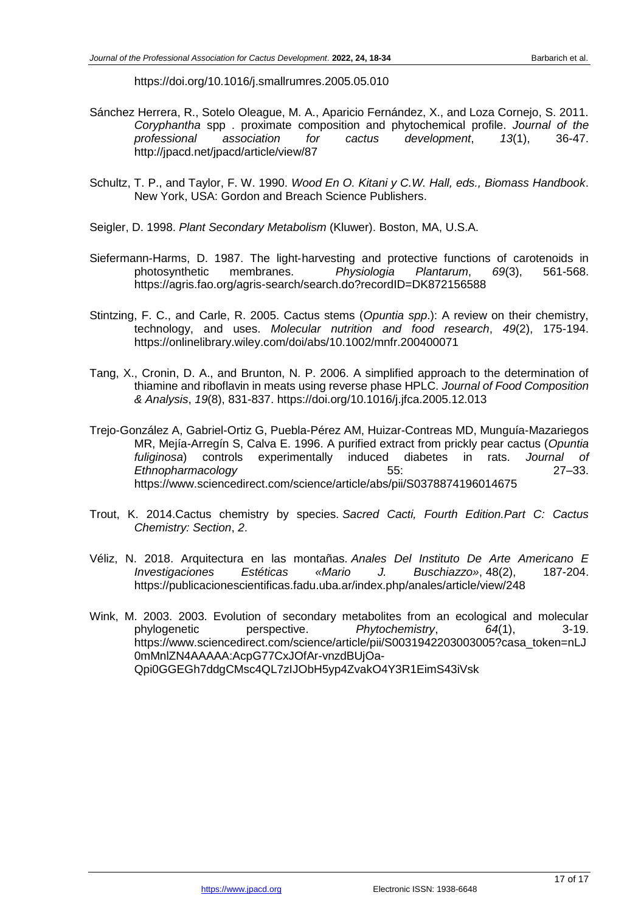https://doi.org/10.1016/j.smallrumres.2005.05.010

Sánchez Herrera, R., Sotelo Oleague, M. A., Aparicio Fernández, X., and Loza Cornejo, S. 2011. *Coryphantha* spp . proximate composition and phytochemical profile. *Journal of the professional association for cactus development*, *13*(1), 36-47. http://jpacd.net/jpacd/article/view/87

Schultz, T. P., and Taylor, F. W. 1990. *Wood En O. Kitani y C.W. Hall, eds., Biomass Handbook*. New York, USA: Gordon and Breach Science Publishers.

Seigler, D. 1998. *Plant Secondary Metabolism* (Kluwer). Boston, MA, U.S.A.

Siefermann-Harms, D. 1987. The light‐harvesting and protective functions of carotenoids in photosynthetic membranes. *Physiologia Plantarum*, *69*(3), 561-568. https://agris.fao.org/agris-search/search.do?recordID=DK872156588

Stintzing, F. C., and Carle, R. 2005. Cactus stems (*Opuntia spp*.): A review on their chemistry, technology, and uses. *Molecular nutrition and food research*, *49*(2), 175-194. https://onlinelibrary.wiley.com/doi/abs/10.1002/mnfr.200400071

Tang, X., Cronin, D. A., and Brunton, N. P. 2006. A simplified approach to the determination of thiamine and riboflavin in meats using reverse phase HPLC. *Journal of Food Composition & Analysis*, *19*(8), 831-837. https://doi.org/10.1016/j.jfca.2005.12.013

Trejo-González A, Gabriel-Ortiz G, Puebla-Pérez AM, Huizar-Contreas MD, Munguía-Mazariegos MR, Mejía-Arregín S, Calva E. 1996. A purified extract from prickly pear cactus (*Opuntia fuliginosa*) controls experimentally induced diabetes in rats. *Journal of Ethnopharmacology* 55: 27–33. https://www.sciencedirect.com/science/article/abs/pii/S0378874196014675

Trout, K. 2014.Cactus chemistry by species. *Sacred Cacti, Fourth Edition.Part C: Cactus Chemistry: Section*, *2*.

Véliz, N. 2018. Arquitectura en las montañas. *Anales Del Instituto De Arte Americano E Investigaciones Estéticas «Mario J. Buschiazzo»*, 48(2), 187-204. https://publicacionescientificas.fadu.uba.ar/index.php/anales/article/view/248

Wink, M. 2003. 2003. Evolution of secondary metabolites from an ecological and molecular phylogenetic perspective. *Phytochemistry*, *64*(1), 3-19. https://www.sciencedirect.com/science/article/pii/S0031942203003005?casa_token=nLJ0mMnlZN4AAAAA:AcpG77CxJOfAr-vnzdBUjOa-Qpi0GGEGh7ddgCMsc4QL7zIJObH5yp4ZvakO4Y3R1EimS43iVsk